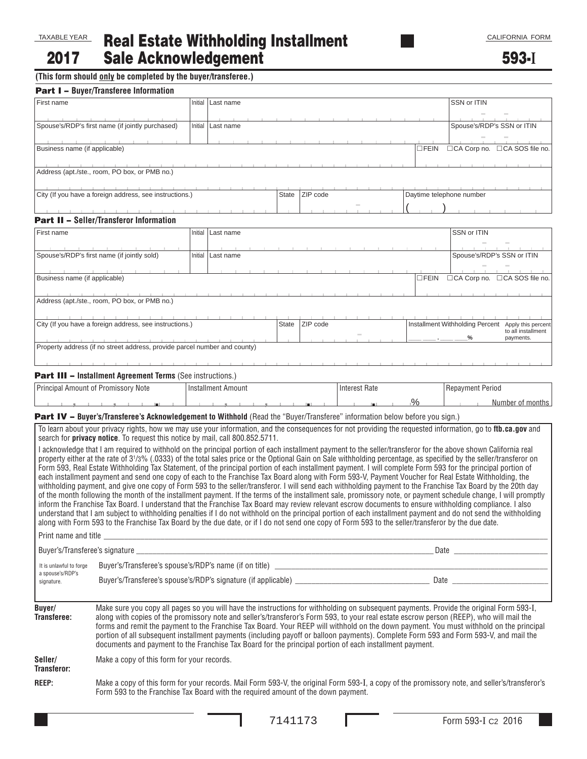TAXABLE YEAR

# 2017 Real Estate Withholding Installment Sale Acknowledgement

CALIFORNIA FORM

**593-I**

**(This form should only be completed by the buyer/transferee.)**

## Part I – Buyer/Transferee Information

| First name | Initial | Last name | SSN or ITIN |
|---|---|---|---|
| | | | |
| Spouse's/RDP's first name (if jointly purchased) | Initial | Last name | Spouse's/RDP's SSN or ITIN |
| | | | |

| Business name (if applicable) | ☐FEIN ☐CA Corp no. ☐CA SOS file no. |
|---|---|
| | |

| Address (apt./ste., room, PO box, or PMB no.) |
|---|
| |

| City (If you have a foreign address, see instructions.) | State | ZIP code | Daytime telephone number |
|---|---|---|---|
| | | | ( ) |

## Part II – Seller/Transferor Information

| First name | Initial | Last name | SSN or ITIN |
|---|---|---|---|
| | | | |
| Spouse's/RDP's first name (if jointly sold) | Initial | Last name | Spouse's/RDP's SSN or ITIN |
| | | | |

| Business name (if applicable) | ☐FEIN ☐CA Corp no. ☐CA SOS file no. |
|---|---|
| | |

| Address (apt./ste., room, PO box, or PMB no.) |
|---|
| |

| City (If you have a foreign address, see instructions.) | State | ZIP code | Installment Withholding Percent (Apply this percent to all installment payments.) |
|---|---|---|---|
| | | | ___ ___ . ___ ___% |

| Property address (if no street address, provide parcel number and county) |
|---|
| |

## Part III – Installment Agreement Terms (See instructions.)

| Principal Amount of Promissory Note | Installment Amount | Interest Rate | Repayment Period |
|---|---|---|---|
| | | % | Number of months |

## Part IV – Buyer's/Transferee's Acknowledgement to Withhold (Read the "Buyer/Transferee" information below before you sign.)

To learn about your privacy rights, how we may use your information, and the consequences for not providing the requested information, go to **ftb.ca.gov** and search for **privacy notice**. To request this notice by mail, call 800.852.5711.

I acknowledge that I am required to withhold on the principal portion of each installment payment to the seller/transferor for the above shown California real property either at the rate of 3 1/3% (.0333) of the total sales price or the Optional Gain on Sale withholding percentage, as specified by the seller/transferor on Form 593, Real Estate Withholding Tax Statement, of the principal portion of each installment payment. I will complete Form 593 for the principal portion of each installment payment and send one copy of each to the Franchise Tax Board along with Form 593-V, Payment Voucher for Real Estate Withholding, the withholding payment, and give one copy of Form 593 to the seller/transferor. I will send each withholding payment to the Franchise Tax Board by the 20th day of the month following the month of the installment payment. If the terms of the installment sale, promissory note, or payment schedule change, I will promptly inform the Franchise Tax Board. I understand that the Franchise Tax Board may review relevant escrow documents to ensure withholding compliance. I also understand that I am subject to withholding penalties if I do not withhold on the principal portion of each installment payment and do not send the withholding along with Form 593 to the Franchise Tax Board by the due date, or if I do not send one copy of Form 593 to the seller/transferor by the due date.

Print name and title ______________________________________________

Buyer's/Transferee's signature ______________________________________ Date ______________

It is unlawful to forge a spouse's/RDP's signature.

Buyer's/Transferee's spouse's/RDP's name (if on title) ______________________________________

Buyer's/Transferee's spouse's/RDP's signature (if applicable) ______________________ Date ______________

**Buyer/Transferee:** Make sure you copy all pages so you will have the instructions for withholding on subsequent payments. Provide the original Form 593-I, along with copies of the promissory note and seller's/transferor's Form 593, to your real estate escrow person (REEP), who will mail the forms and remit the payment to the Franchise Tax Board. Your REEP will withhold on the down payment. You must withhold on the principal portion of all subsequent installment payments (including payoff or balloon payments). Complete Form 593 and Form 593-V, and mail the documents and payment to the Franchise Tax Board for the principal portion of each installment payment.

**Seller/Transferor:** Make a copy of this form for your records.

**REEP:** Make a copy of this form for your records. Mail Form 593-V, the original Form 593-I, a copy of the promissory note, and seller's/transferor's Form 593 to the Franchise Tax Board with the required amount of the down payment.

7141173

Form 593-I C2 2016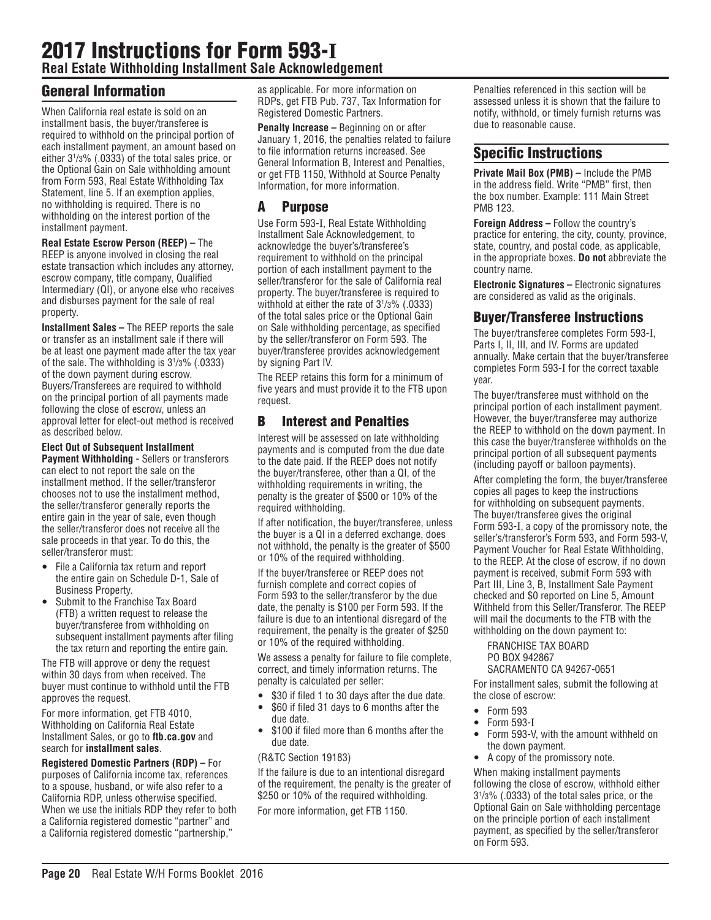# 2017 Instructions for Form 593-I

## Real Estate Withholding Installment Sale Acknowledgement

## General Information

When California real estate is sold on an installment basis, the buyer/transferee is required to withhold on the principal portion of each installment payment, an amount based on either $3^1/_3$% (.0333) of the total sales price, or the Optional Gain on Sale withholding amount from Form 593, Real Estate Withholding Tax Statement, line 5. If an exemption applies, no withholding is required. There is no withholding on the interest portion of the installment payment.

**Real Estate Escrow Person (REEP) –** The REEP is anyone involved in closing the real estate transaction which includes any attorney, escrow company, title company, Qualified Intermediary (QI), or anyone else who receives and disburses payment for the sale of real property.

**Installment Sales –** The REEP reports the sale or transfer as an installment sale if there will be at least one payment made after the tax year of the sale. The withholding is $3^1/_3$% (.0333) of the down payment during escrow. Buyers/Transferees are required to withhold on the principal portion of all payments made following the close of escrow, unless an approval letter for elect-out method is received as described below.

**Elect Out of Subsequent Installment Payment Withholding -** Sellers or transferors can elect to not report the sale on the installment method. If the seller/transferor chooses not to use the installment method, the seller/transferor generally reports the entire gain in the year of sale, even though the seller/transferor does not receive all the sale proceeds in that year. To do this, the seller/transferor must:

- File a California tax return and report the entire gain on Schedule D-1, Sale of Business Property.
- Submit to the Franchise Tax Board (FTB) a written request to release the buyer/transferee from withholding on subsequent installment payments after filing the tax return and reporting the entire gain.

The FTB will approve or deny the request within 30 days from when received. The buyer must continue to withhold until the FTB approves the request.

For more information, get FTB 4010, Withholding on California Real Estate Installment Sales, or go to **ftb.ca.gov** and search for **installment sales**.

**Registered Domestic Partners (RDP) –** For purposes of California income tax, references to a spouse, husband, or wife also refer to a California RDP, unless otherwise specified. When we use the initials RDP they refer to both a California registered domestic "partner" and a California registered domestic "partnership," as applicable. For more information on RDPs, get FTB Pub. 737, Tax Information for Registered Domestic Partners.

**Penalty Increase –** Beginning on or after January 1, 2016, the penalties related to failure to file information returns increased. See General Information B, Interest and Penalties, or get FTB 1150, Withhold at Source Penalty Information, for more information.

## A Purpose

Use Form 593-I, Real Estate Withholding Installment Sale Acknowledgement, to acknowledge the buyer's/transferee's requirement to withhold on the principal portion of each installment payment to the seller/transferor for the sale of California real property. The buyer/transferee is required to withhold at either the rate of $3^1/_3$% (.0333) of the total sales price or the Optional Gain on Sale withholding percentage, as specified by the seller/transferor on Form 593. The buyer/transferee provides acknowledgement by signing Part IV.

The REEP retains this form for a minimum of five years and must provide it to the FTB upon request.

## B Interest and Penalties

Interest will be assessed on late withholding payments and is computed from the due date to the date paid. If the REEP does not notify the buyer/transferee, other than a QI, of the withholding requirements in writing, the penalty is the greater of $500 or 10% of the required withholding.

If after notification, the buyer/transferee, unless the buyer is a QI in a deferred exchange, does not withhold, the penalty is the greater of $500 or 10% of the required withholding.

If the buyer/transferee or REEP does not furnish complete and correct copies of Form 593 to the seller/transferor by the due date, the penalty is $100 per Form 593. If the failure is due to an intentional disregard of the requirement, the penalty is the greater of $250 or 10% of the required withholding.

We assess a penalty for failure to file complete, correct, and timely information returns. The penalty is calculated per seller:

- $30 if filed 1 to 30 days after the due date.
- $60 if filed 31 days to 6 months after the due date.
- $100 if filed more than 6 months after the due date.

(R&TC Section 19183)

If the failure is due to an intentional disregard of the requirement, the penalty is the greater of $250 or 10% of the required withholding.

For more information, get FTB 1150.

Penalties referenced in this section will be assessed unless it is shown that the failure to notify, withhold, or timely furnish returns was due to reasonable cause.

## Specific Instructions

**Private Mail Box (PMB) –** Include the PMB in the address field. Write "PMB" first, then the box number. Example: 111 Main Street PMB 123.

**Foreign Address –** Follow the country's practice for entering, the city, county, province, state, country, and postal code, as applicable, in the appropriate boxes. **Do not** abbreviate the country name.

**Electronic Signatures –** Electronic signatures are considered as valid as the originals.

## Buyer/Transferee Instructions

The buyer/transferee completes Form 593-I, Parts I, II, III, and IV. Forms are updated annually. Make certain that the buyer/transferee completes Form 593-I for the correct taxable year.

The buyer/transferee must withhold on the principal portion of each installment payment. However, the buyer/transferee may authorize the REEP to withhold on the down payment. In this case the buyer/transferee withholds on the principal portion of all subsequent payments (including payoff or balloon payments).

After completing the form, the buyer/transferee copies all pages to keep the instructions for withholding on subsequent payments. The buyer/transferee gives the original Form 593-I, a copy of the promissory note, the seller's/transferor's Form 593, and Form 593-V, Payment Voucher for Real Estate Withholding, to the REEP. At the close of escrow, if no down payment is received, submit Form 593 with Part III, Line 3, B, Installment Sale Payment checked and $0 reported on Line 5, Amount Withheld from this Seller/Transferor. The REEP will mail the documents to the FTB with the withholding on the down payment to:

FRANCHISE TAX BOARD
PO BOX 942867
SACRAMENTO CA 94267-0651

For installment sales, submit the following at the close of escrow:

- Form 593
- Form 593-I
- Form 593-V, with the amount withheld on the down payment.
- A copy of the promissory note.

When making installment payments following the close of escrow, withhold either $3^1/_3$% (.0333) of the total sales price, or the Optional Gain on Sale withholding percentage on the principle portion of each installment payment, as specified by the seller/transferor on Form 593.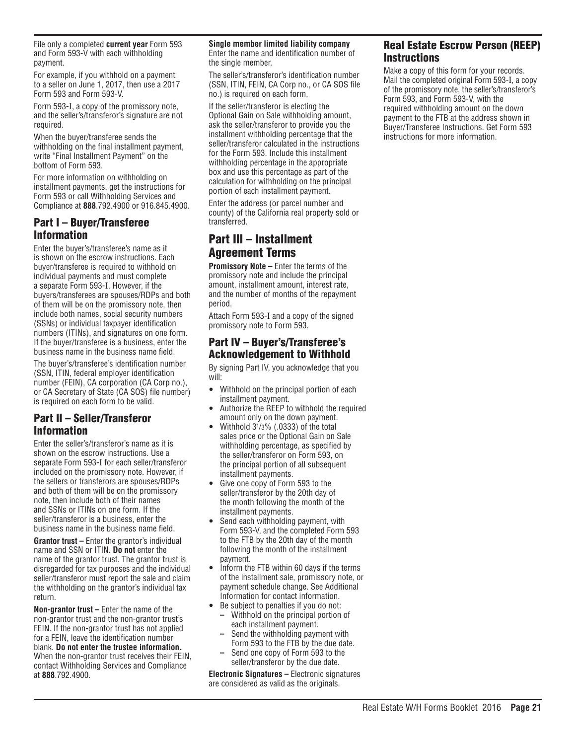File only a completed **current year** Form 593 and Form 593-V with each withholding payment.

For example, if you withhold on a payment to a seller on June 1, 2017, then use a 2017 Form 593 and Form 593-V.

Form 593-I, a copy of the promissory note, and the seller's/transferor's signature are not required.

When the buyer/transferee sends the withholding on the final installment payment, write "Final Installment Payment" on the bottom of Form 593.

For more information on withholding on installment payments, get the instructions for Form 593 or call Withholding Services and Compliance at **888**.792.4900 or 916.845.4900.

## Part I – Buyer/Transferee Information

Enter the buyer's/transferee's name as it is shown on the escrow instructions. Each buyer/transferee is required to withhold on individual payments and must complete a separate Form 593-I. However, if the buyers/transferees are spouses/RDPs and both of them will be on the promissory note, then include both names, social security numbers (SSNs) or individual taxpayer identification numbers (ITINs), and signatures on one form. If the buyer/transferee is a business, enter the business name in the business name field.

The buyer's/transferee's identification number (SSN, ITIN, federal employer identification number (FEIN), CA corporation (CA Corp no.), or CA Secretary of State (CA SOS) file number) is required on each form to be valid.

## Part II – Seller/Transferor Information

Enter the seller's/transferor's name as it is shown on the escrow instructions. Use a separate Form 593-I for each seller/transferor included on the promissory note. However, if the sellers or transferors are spouses/RDPs and both of them will be on the promissory note, then include both of their names and SSNs or ITINs on one form. If the seller/transferor is a business, enter the business name in the business name field.

**Grantor trust –** Enter the grantor's individual name and SSN or ITIN. **Do not** enter the name of the grantor trust. The grantor trust is disregarded for tax purposes and the individual seller/transferor must report the sale and claim the withholding on the grantor's individual tax return.

**Non-grantor trust –** Enter the name of the non-grantor trust and the non-grantor trust's FEIN. If the non-grantor trust has not applied for a FEIN, leave the identification number blank. **Do not enter the trustee information.** When the non-grantor trust receives their FEIN, contact Withholding Services and Compliance at **888**.792.4900.

**Single member limited liability company**
Enter the name and identification number of the single member.

The seller's/transferor's identification number (SSN, ITIN, FEIN, CA Corp no., or CA SOS file no.) is required on each form.

If the seller/transferor is electing the Optional Gain on Sale withholding amount, ask the seller/transferor to provide you the installment withholding percentage that the seller/transferor calculated in the instructions for the Form 593. Include this installment withholding percentage in the appropriate box and use this percentage as part of the calculation for withholding on the principal portion of each installment payment.

Enter the address (or parcel number and county) of the California real property sold or transferred.

## Part III – Installment Agreement Terms

**Promissory Note –** Enter the terms of the promissory note and include the principal amount, installment amount, interest rate, and the number of months of the repayment period.

Attach Form 593-I and a copy of the signed promissory note to Form 593.

## Part IV – Buyer's/Transferee's Acknowledgement to Withhold

By signing Part IV, you acknowledge that you will:

- Withhold on the principal portion of each installment payment.
- Authorize the REEP to withhold the required amount only on the down payment.
- Withhold 3 1/3% (.0333) of the total sales price or the Optional Gain on Sale withholding percentage, as specified by the seller/transferor on Form 593, on the principal portion of all subsequent installment payments.
- Give one copy of Form 593 to the seller/transferor by the 20th day of the month following the month of the installment payments.
- Send each withholding payment, with Form 593-V, and the completed Form 593 to the FTB by the 20th day of the month following the month of the installment payment.
- Inform the FTB within 60 days if the terms of the installment sale, promissory note, or payment schedule change. See Additional Information for contact information.
- Be subject to penalties if you do not:
  - Withhold on the principal portion of each installment payment.
  - Send the withholding payment with Form 593 to the FTB by the due date.
  - Send one copy of Form 593 to the seller/transferor by the due date.

**Electronic Signatures –** Electronic signatures are considered as valid as the originals.

## Real Estate Escrow Person (REEP) Instructions

Make a copy of this form for your records. Mail the completed original Form 593-I, a copy of the promissory note, the seller's/transferor's Form 593, and Form 593-V, with the required withholding amount on the down payment to the FTB at the address shown in Buyer/Transferee Instructions. Get Form 593 instructions for more information.